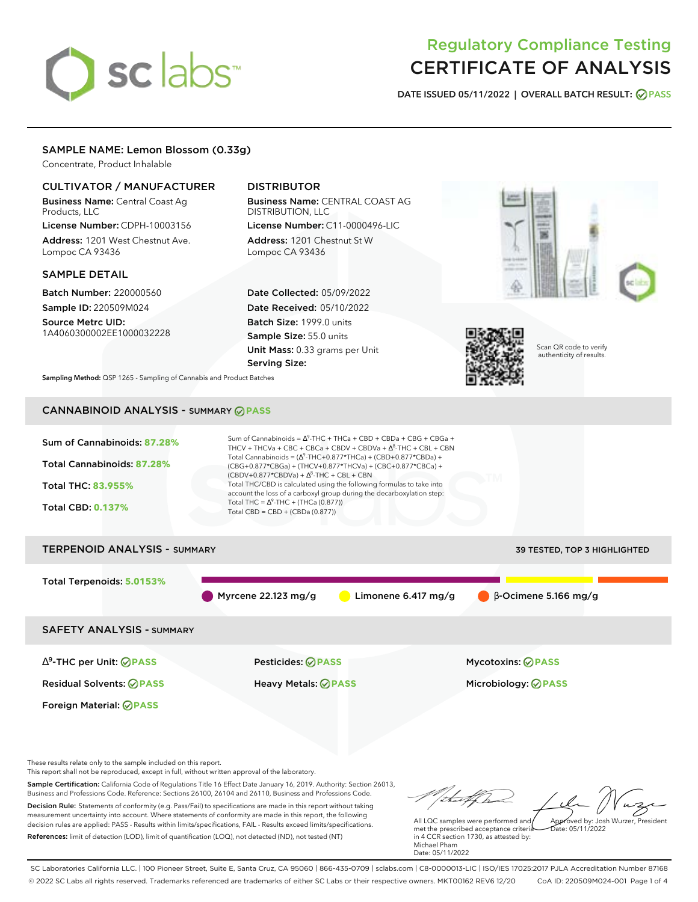# Regulatory Compliance Testing
# CERTIFICATE OF ANALYSIS

**DATE ISSUED** 05/11/2022 | **OVERALL BATCH RESULT:** PASS

## SAMPLE NAME: Lemon Blossom (0.33g)

Concentrate, Product Inhalable

### CULTIVATOR / MANUFACTURER

**Business Name:** Central Coast Ag Products, LLC

**License Number:** CDPH-10003156

**Address:** 1201 West Chestnut Ave. Lompoc CA 93436

### DISTRIBUTOR

**Business Name:** CENTRAL COAST AG DISTRIBUTION, LLC

**License Number:** C11-0000496-LIC

**Address:** 1201 Chestnut St W Lompoc CA 93436

### SAMPLE DETAIL

**Batch Number:** 220000560

**Sample ID:** 220509M024

**Source Metrc UID:** 1A4060300002EE1000032228

**Date Collected:** 05/09/2022

**Date Received:** 05/10/2022

**Batch Size:** 1999.0 units

**Sample Size:** 55.0 units

**Unit Mass:** 0.33 grams per Unit

**Serving Size:**

Scan QR code to verify authenticity of results.

**Sampling Method:** QSP 1265 - Sampling of Cannabis and Product Batches

## CANNABINOID ANALYSIS - SUMMARY PASS

**Sum of Cannabinoids:** 87.28%

**Total Cannabinoids:** 87.28%

**Total THC:** 83.955%

**Total CBD:** 0.137%

Sum of Cannabinoids = $\Delta^9$-THC + THCa + CBD + CBDa + CBG + CBGa + THCV + THCVa + CBC + CBCa + CBDV + CBDVa + $\Delta^8$-THC + CBL + CBN

Total Cannabinoids = ($\Delta^9$-THC+0.877*THCa) + (CBD+0.877*CBDa) + (CBG+0.877*CBGa) + (THCV+0.877*THCVa) + (CBC+0.877*CBCa) + (CBDV+0.877*CBDVa) + $\Delta^8$-THC + CBL + CBN

Total THC/CBD is calculated using the following formulas to take into account the loss of a carboxyl group during the decarboxylation step:

Total THC = $\Delta^9$-THC + (THCa (0.877))

Total CBD = CBD + (CBDa (0.877))

## TERPENOID ANALYSIS - SUMMARY

39 TESTED, TOP 3 HIGHLIGHTED

**Total Terpenoids:** 5.0153%

Myrcene 22.123 mg/g

Limonene 6.417 mg/g

β-Ocimene 5.166 mg/g

## SAFETY ANALYSIS - SUMMARY

$\Delta^9$-THC per Unit: PASS

Pesticides: PASS

Mycotoxins: PASS

Residual Solvents: PASS

Heavy Metals: PASS

Microbiology: PASS

Foreign Material: PASS

These results relate only to the sample included on this report.
This report shall not be reproduced, except in full, without written approval of the laboratory.

**Sample Certification:** California Code of Regulations Title 16 Effect Date January 16, 2019. Authority: Section 26013, Business and Professions Code. Reference: Sections 26100, 26104 and 26110, Business and Professions Code.

**Decision Rule:** Statements of conformity (e.g. Pass/Fail) to specifications are made in this report without taking measurement uncertainty into account. Where statements of conformity are made in this report, the following decision rules are applied: PASS - Results within limits/specifications, FAIL - Results exceed limits/specifications.

**References:** limit of detection (LOD), limit of quantification (LOQ), not detected (ND), not tested (NT)

All LQC samples were performed and met the prescribed acceptance criteria in 4 CCR section 1730, as attested by: Michael Pham
Date: 05/11/2022

Approved by: Josh Wurzer, President
Date: 05/11/2022

SC Laboratories California LLC. | 100 Pioneer Street, Suite E, Santa Cruz, CA 95060 | 866-435-0709 | sclabs.com | C8-0000013-LIC | ISO/IES 17025:2017 PJLA Accreditation Number 87168
© 2022 SC Labs all rights reserved. Trademarks referenced are trademarks of either SC Labs or their respective owners. MKT00162 REV6 12/20 CoA ID: 220509M024-001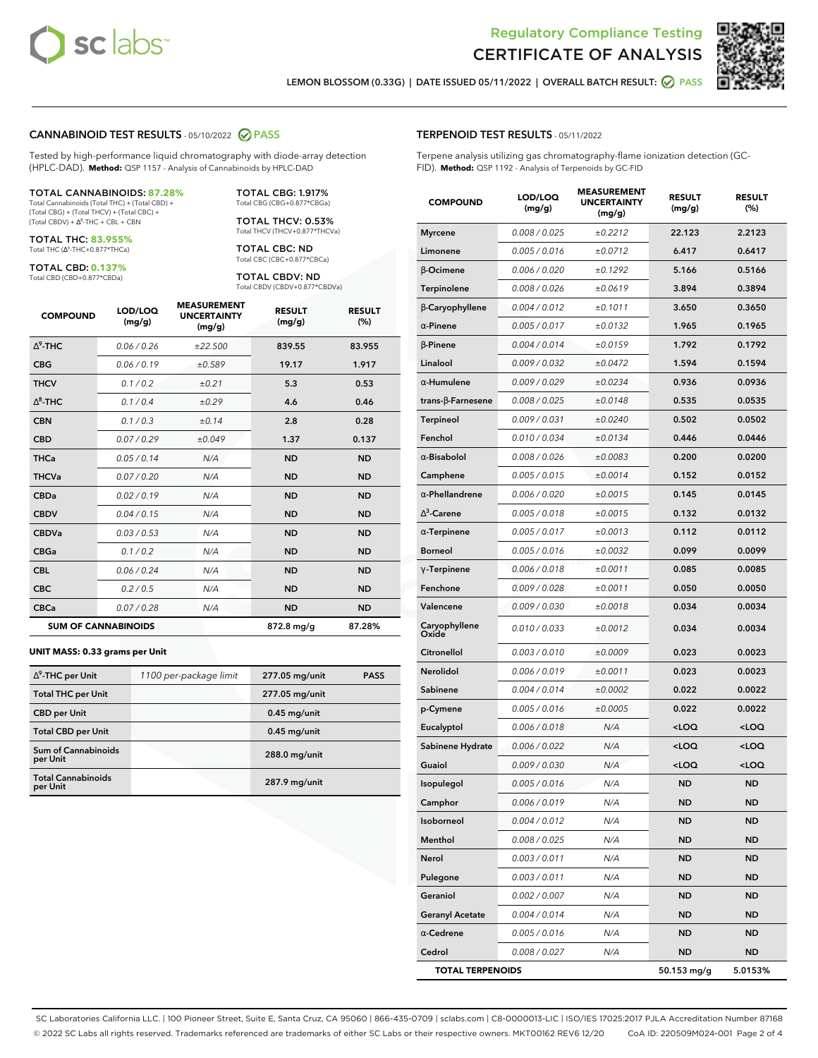Regulatory Compliance Testing
# CERTIFICATE OF ANALYSIS

LEMON BLOSSOM (0.33G) | DATE ISSUED 05/11/2022 | OVERALL BATCH RESULT: PASS

## CANNABINOID TEST RESULTS - 05/10/2022 PASS

Tested by high-performance liquid chromatography with diode-array detection (HPLC-DAD). **Method:** QSP 1157 - Analysis of Cannabinoids by HPLC-DAD

**TOTAL CANNABINOIDS: 87.28%**
Total Cannabinoids (Total THC) + (Total CBD) + (Total CBG) + (Total THCV) + (Total CBC) + (Total CBDV) + Δ⁸-THC + CBL + CBN

**TOTAL THC: 83.955%**
Total THC (Δ⁹-THC+0.877*THCa)

**TOTAL CBD: 0.137%**
Total CBD (CBD+0.877*CBDa)

**TOTAL CBG: 1.917%**
Total CBG (CBG+0.877*CBGa)

**TOTAL THCV: 0.53%**
Total THCV (THCV+0.877*THCVa)

**TOTAL CBC: ND**
Total CBC (CBC+0.877*CBCa)

**TOTAL CBDV: ND**
Total CBDV (CBDV+0.877*CBDVa)

| COMPOUND | LOD/LOQ (mg/g) | MEASUREMENT UNCERTAINTY (mg/g) | RESULT (mg/g) | RESULT (%) |
|---|---|---|---|---|
| Δ⁹-THC | 0.06 / 0.26 | ±22.500 | 839.55 | 83.955 |
| CBG | 0.06 / 0.19 | ±0.589 | 19.17 | 1.917 |
| THCV | 0.1 / 0.2 | ±0.21 | 5.3 | 0.53 |
| Δ⁸-THC | 0.1 / 0.4 | ±0.29 | 4.6 | 0.46 |
| CBN | 0.1 / 0.3 | ±0.14 | 2.8 | 0.28 |
| CBD | 0.07 / 0.29 | ±0.049 | 1.37 | 0.137 |
| THCa | 0.05 / 0.14 | N/A | ND | ND |
| THCVa | 0.07 / 0.20 | N/A | ND | ND |
| CBDa | 0.02 / 0.19 | N/A | ND | ND |
| CBDV | 0.04 / 0.15 | N/A | ND | ND |
| CBDVa | 0.03 / 0.53 | N/A | ND | ND |
| CBGa | 0.1 / 0.2 | N/A | ND | ND |
| CBL | 0.06 / 0.24 | N/A | ND | ND |
| CBC | 0.2 / 0.5 | N/A | ND | ND |
| CBCa | 0.07 / 0.28 | N/A | ND | ND |
| **SUM OF CANNABINOIDS** | | | 872.8 mg/g | 87.28% |

**UNIT MASS: 0.33 grams per Unit**

| | | | |
|---|---|---|---|
| Δ⁹-THC per Unit | 1100 per-package limit | 277.05 mg/unit | PASS |
| Total THC per Unit | | 277.05 mg/unit | |
| CBD per Unit | | 0.45 mg/unit | |
| Total CBD per Unit | | 0.45 mg/unit | |
| Sum of Cannabinoids per Unit | | 288.0 mg/unit | |
| Total Cannabinoids per Unit | | 287.9 mg/unit | |

## TERPENOID TEST RESULTS - 05/11/2022

Terpene analysis utilizing gas chromatography-flame ionization detection (GC-FID). **Method:** QSP 1192 - Analysis of Terpenoids by GC-FID

| COMPOUND | LOD/LOQ (mg/g) | MEASUREMENT UNCERTAINTY (mg/g) | RESULT (mg/g) | RESULT (%) |
|---|---|---|---|---|
| Myrcene | 0.008 / 0.025 | ±0.2212 | 22.123 | 2.2123 |
| Limonene | 0.005 / 0.016 | ±0.0712 | 6.417 | 0.6417 |
| β-Ocimene | 0.006 / 0.020 | ±0.1292 | 5.166 | 0.5166 |
| Terpinolene | 0.008 / 0.026 | ±0.0619 | 3.894 | 0.3894 |
| β-Caryophyllene | 0.004 / 0.012 | ±0.1011 | 3.650 | 0.3650 |
| α-Pinene | 0.005 / 0.017 | ±0.0132 | 1.965 | 0.1965 |
| β-Pinene | 0.004 / 0.014 | ±0.0159 | 1.792 | 0.1792 |
| Linalool | 0.009 / 0.032 | ±0.0472 | 1.594 | 0.1594 |
| α-Humulene | 0.009 / 0.029 | ±0.0234 | 0.936 | 0.0936 |
| trans-β-Farnesene | 0.008 / 0.025 | ±0.0148 | 0.535 | 0.0535 |
| Terpineol | 0.009 / 0.031 | ±0.0240 | 0.502 | 0.0502 |
| Fenchol | 0.010 / 0.034 | ±0.0134 | 0.446 | 0.0446 |
| α-Bisabolol | 0.008 / 0.026 | ±0.0083 | 0.200 | 0.0200 |
| Camphene | 0.005 / 0.015 | ±0.0014 | 0.152 | 0.0152 |
| α-Phellandrene | 0.006 / 0.020 | ±0.0015 | 0.145 | 0.0145 |
| Δ³-Carene | 0.005 / 0.018 | ±0.0015 | 0.132 | 0.0132 |
| α-Terpinene | 0.005 / 0.017 | ±0.0013 | 0.112 | 0.0112 |
| Borneol | 0.005 / 0.016 | ±0.0032 | 0.099 | 0.0099 |
| γ-Terpinene | 0.006 / 0.018 | ±0.0011 | 0.085 | 0.0085 |
| Fenchone | 0.009 / 0.028 | ±0.0011 | 0.050 | 0.0050 |
| Valencene | 0.009 / 0.030 | ±0.0018 | 0.034 | 0.0034 |
| Caryophyllene Oxide | 0.010 / 0.033 | ±0.0012 | 0.034 | 0.0034 |
| Citronellol | 0.003 / 0.010 | ±0.0009 | 0.023 | 0.0023 |
| Nerolidol | 0.006 / 0.019 | ±0.0011 | 0.023 | 0.0023 |
| Sabinene | 0.004 / 0.014 | ±0.0002 | 0.022 | 0.0022 |
| p-Cymene | 0.005 / 0.016 | ±0.0005 | 0.022 | 0.0022 |
| Eucalyptol | 0.006 / 0.018 | N/A | <LOQ | <LOQ |
| Sabinene Hydrate | 0.006 / 0.022 | N/A | <LOQ | <LOQ |
| Guaiol | 0.009 / 0.030 | N/A | <LOQ | <LOQ |
| Isopulegol | 0.005 / 0.016 | N/A | ND | ND |
| Camphor | 0.006 / 0.019 | N/A | ND | ND |
| Isoborneol | 0.004 / 0.012 | N/A | ND | ND |
| Menthol | 0.008 / 0.025 | N/A | ND | ND |
| Nerol | 0.003 / 0.011 | N/A | ND | ND |
| Pulegone | 0.003 / 0.011 | N/A | ND | ND |
| Geraniol | 0.002 / 0.007 | N/A | ND | ND |
| Geranyl Acetate | 0.004 / 0.014 | N/A | ND | ND |
| α-Cedrene | 0.005 / 0.016 | N/A | ND | ND |
| Cedrol | 0.008 / 0.027 | N/A | ND | ND |
| **TOTAL TERPENOIDS** | | | 50.153 mg/g | 5.0153% |

SC Laboratories California LLC. | 100 Pioneer Street, Suite E, Santa Cruz, CA 95060 | 866-435-0709 | sclabs.com | C8-0000013-LIC | ISO/IES 17025:2017 PJLA Accreditation Number 87168
© 2022 SC Labs all rights reserved. Trademarks referenced are trademarks of either SC Labs or their respective owners. MKT00162 REV6 12/20 CoA ID: 220509M024-001